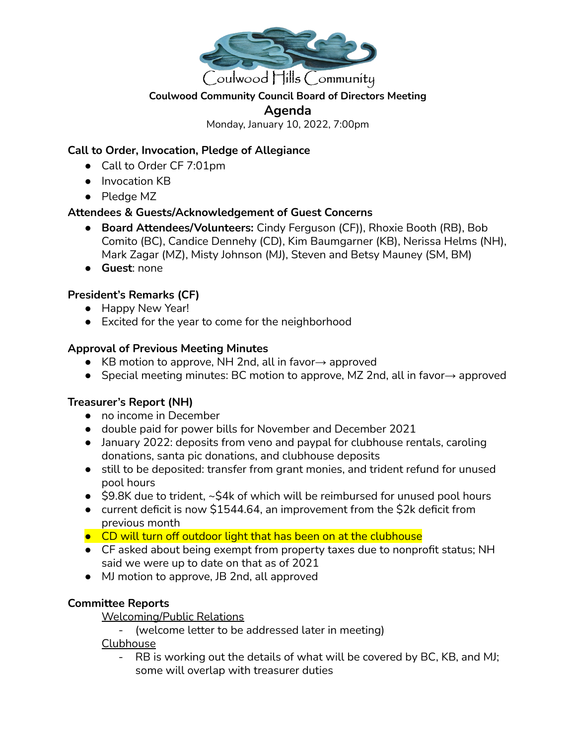Coulwood Hills Community

**Coulwood Community Council Board of Directors Meeting**

## Agenda

Monday, January 10, 2022, 7:00pm

### Call to Order, Invocation, Pledge of Allegiance

- Call to Order CF 7:01pm
- Invocation KB
- Pledge MZ

### Attendees & Guests/Acknowledgement of Guest Concerns

- **Board Attendees/Volunteers:** Cindy Ferguson (CF)), Rhoxie Booth (RB), Bob Comito (BC), Candice Dennehy (CD), Kim Baumgarner (KB), Nerissa Helms (NH), Mark Zagar (MZ), Misty Johnson (MJ), Steven and Betsy Mauney (SM, BM)
- **Guest**: none

### President's Remarks (CF)

- Happy New Year!
- Excited for the year to come for the neighborhood

### Approval of Previous Meeting Minutes

- KB motion to approve, NH 2nd, all in favor→ approved
- Special meeting minutes: BC motion to approve, MZ 2nd, all in favor→ approved

### Treasurer's Report (NH)

- no income in December
- double paid for power bills for November and December 2021
- January 2022: deposits from veno and paypal for clubhouse rentals, caroling donations, santa pic donations, and clubhouse deposits
- still to be deposited: transfer from grant monies, and trident refund for unused pool hours
- $9.8K due to trident, ~$4k of which will be reimbursed for unused pool hours
- current deficit is now $1544.64, an improvement from the $2k deficit from previous month
- CD will turn off outdoor light that has been on at the clubhouse
- CF asked about being exempt from property taxes due to nonprofit status; NH said we were up to date on that as of 2021
- MJ motion to approve, JB 2nd, all approved

### Committee Reports

Welcoming/Public Relations

- (welcome letter to be addressed later in meeting)

Clubhouse

- RB is working out the details of what will be covered by BC, KB, and MJ; some will overlap with treasurer duties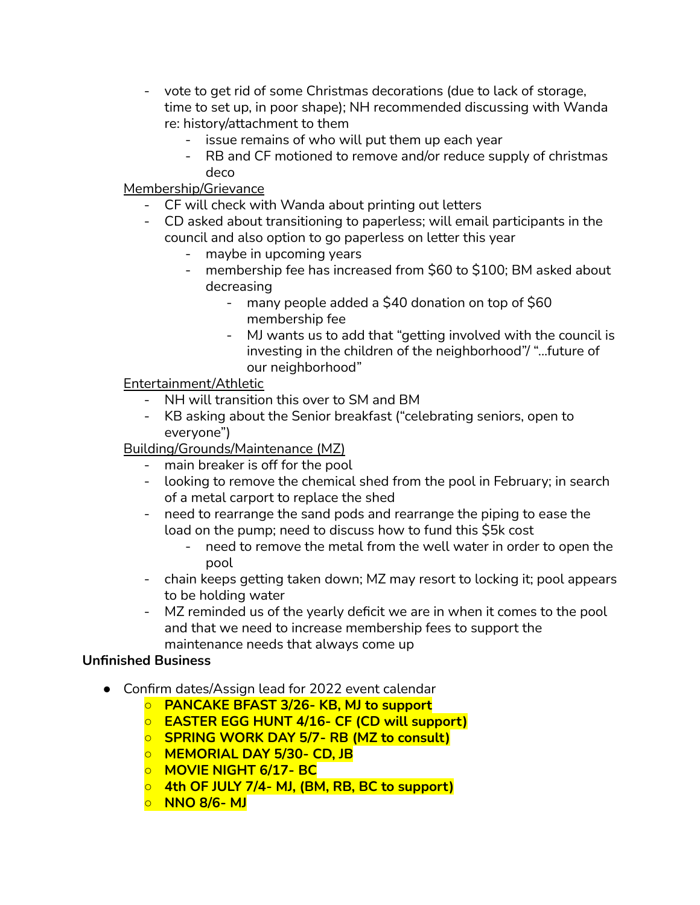- vote to get rid of some Christmas decorations (due to lack of storage, time to set up, in poor shape); NH recommended discussing with Wanda re: history/attachment to them
    - issue remains of who will put them up each year
    - RB and CF motioned to remove and/or reduce supply of christmas deco

<u>Membership/Grievance</u>

- CF will check with Wanda about printing out letters
- CD asked about transitioning to paperless; will email participants in the council and also option to go paperless on letter this year
    - maybe in upcoming years
    - membership fee has increased from $60 to $100; BM asked about decreasing
        - many people added a $40 donation on top of $60 membership fee
        - MJ wants us to add that "getting involved with the council is investing in the children of the neighborhood"/ "...future of our neighborhood"

<u>Entertainment/Athletic</u>

- NH will transition this over to SM and BM
- KB asking about the Senior breakfast ("celebrating seniors, open to everyone")

<u>Building/Grounds/Maintenance (MZ)</u>

- main breaker is off for the pool
- looking to remove the chemical shed from the pool in February; in search of a metal carport to replace the shed
- need to rearrange the sand pods and rearrange the piping to ease the load on the pump; need to discuss how to fund this $5k cost
    - need to remove the metal from the well water in order to open the pool
- chain keeps getting taken down; MZ may resort to locking it; pool appears to be holding water
- MZ reminded us of the yearly deficit we are in when it comes to the pool and that we need to increase membership fees to support the maintenance needs that always come up

**Unfinished Business**

- Confirm dates/Assign lead for 2022 event calendar
    - **PANCAKE BFAST 3/26- KB, MJ to support**
    - **EASTER EGG HUNT 4/16- CF (CD will support)**
    - **SPRING WORK DAY 5/7- RB (MZ to consult)**
    - **MEMORIAL DAY 5/30- CD, JB**
    - **MOVIE NIGHT 6/17- BC**
    - **4th OF JULY 7/4- MJ, (BM, RB, BC to support)**
    - **NNO 8/6- MJ**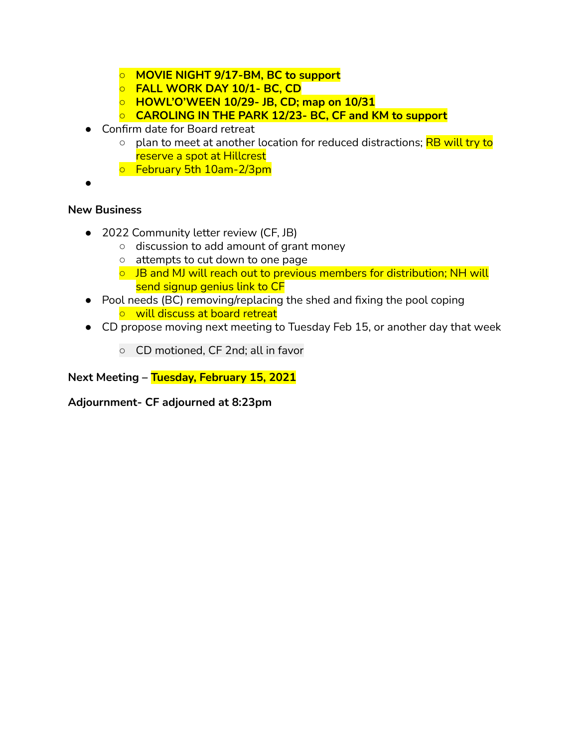- **MOVIE NIGHT 9/17-BM, BC to support**
    - **FALL WORK DAY 10/1- BC, CD**
    - **HOWL'O'WEEN 10/29- JB, CD; map on 10/31**
    - **CAROLING IN THE PARK 12/23- BC, CF and KM to support**
- Confirm date for Board retreat
    - plan to meet at another location for reduced distractions; RB will try to reserve a spot at Hillcrest
    - February 5th 10am-2/3pm
- 

**New Business**

- 2022 Community letter review (CF, JB)
    - discussion to add amount of grant money
    - attempts to cut down to one page
    - JB and MJ will reach out to previous members for distribution; NH will send signup genius link to CF
- Pool needs (BC) removing/replacing the shed and fixing the pool coping
    - will discuss at board retreat
- CD propose moving next meeting to Tuesday Feb 15, or another day that week
    - CD motioned, CF 2nd; all in favor

**Next Meeting – Tuesday, February 15, 2021**

**Adjournment- CF adjourned at 8:23pm**